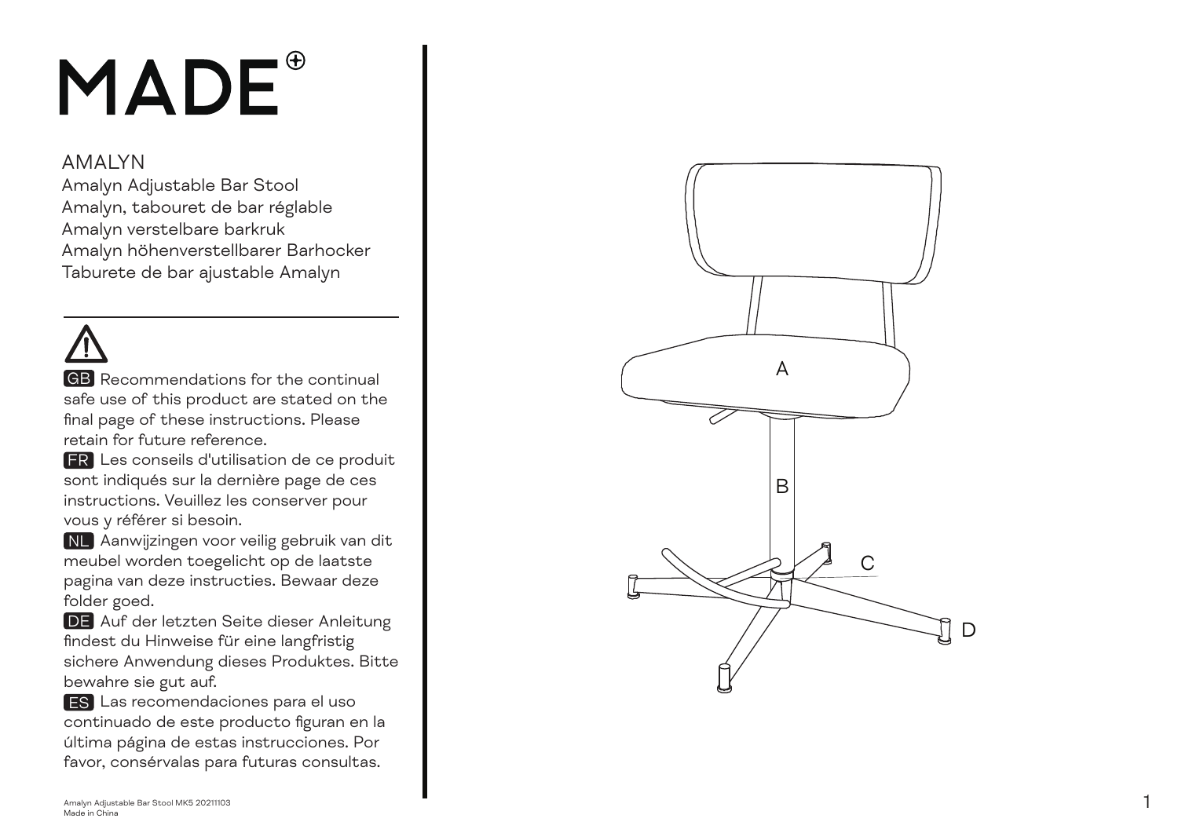# MADE

## AMALYN

Amalyn Adjustable Bar Stool
Amalyn, tabouret de bar réglable
Amalyn verstelbare barkruk
Amalyn höhenverstellbarer Barhocker
Taburete de bar ajustable Amalyn

⚠

**GB** Recommendations for the continual safe use of this product are stated on the final page of these instructions. Please retain for future reference.

**FR** Les conseils d'utilisation de ce produit sont indiqués sur la dernière page de ces instructions. Veuillez les conserver pour vous y référer si besoin.

**NL** Aanwijzingen voor veilig gebruik van dit meubel worden toegelicht op de laatste pagina van deze instructies. Bewaar deze folder goed.

**DE** Auf der letzten Seite dieser Anleitung findest du Hinweise für eine langfristig sichere Anwendung dieses Produktes. Bitte bewahre sie gut auf.

**ES** Las recomendaciones para el uso continuado de este producto figuran en la última página de estas instrucciones. Por favor, consérvalas para futuras consultas.

A

B

C

D

Amalyn Adjustable Bar Stool MK5 20211103
Made in China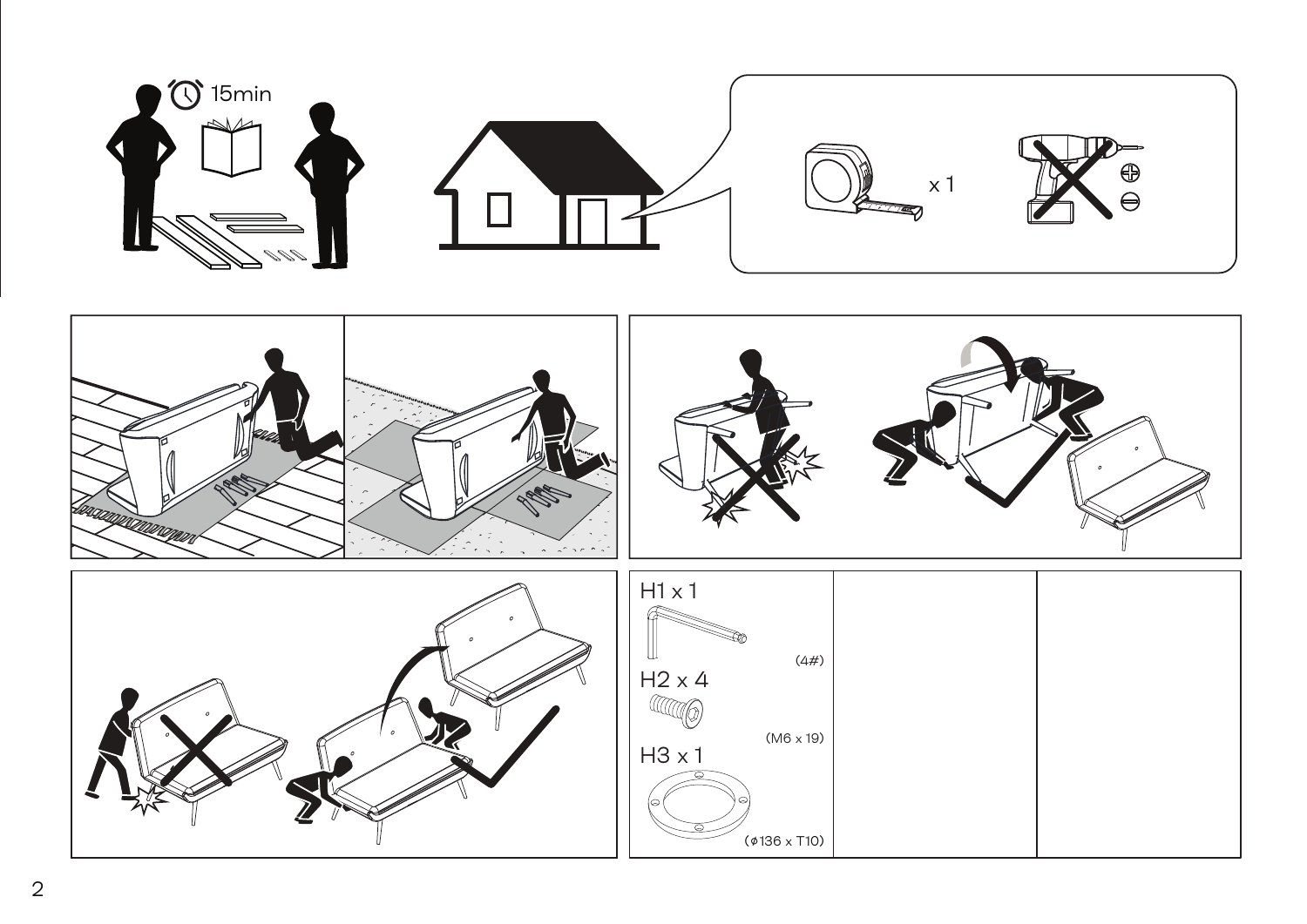15min

x 1

H1 x 1

(4#)

H2 x 4

(M6 x 19)

H3 x 1

(ø136 x T10)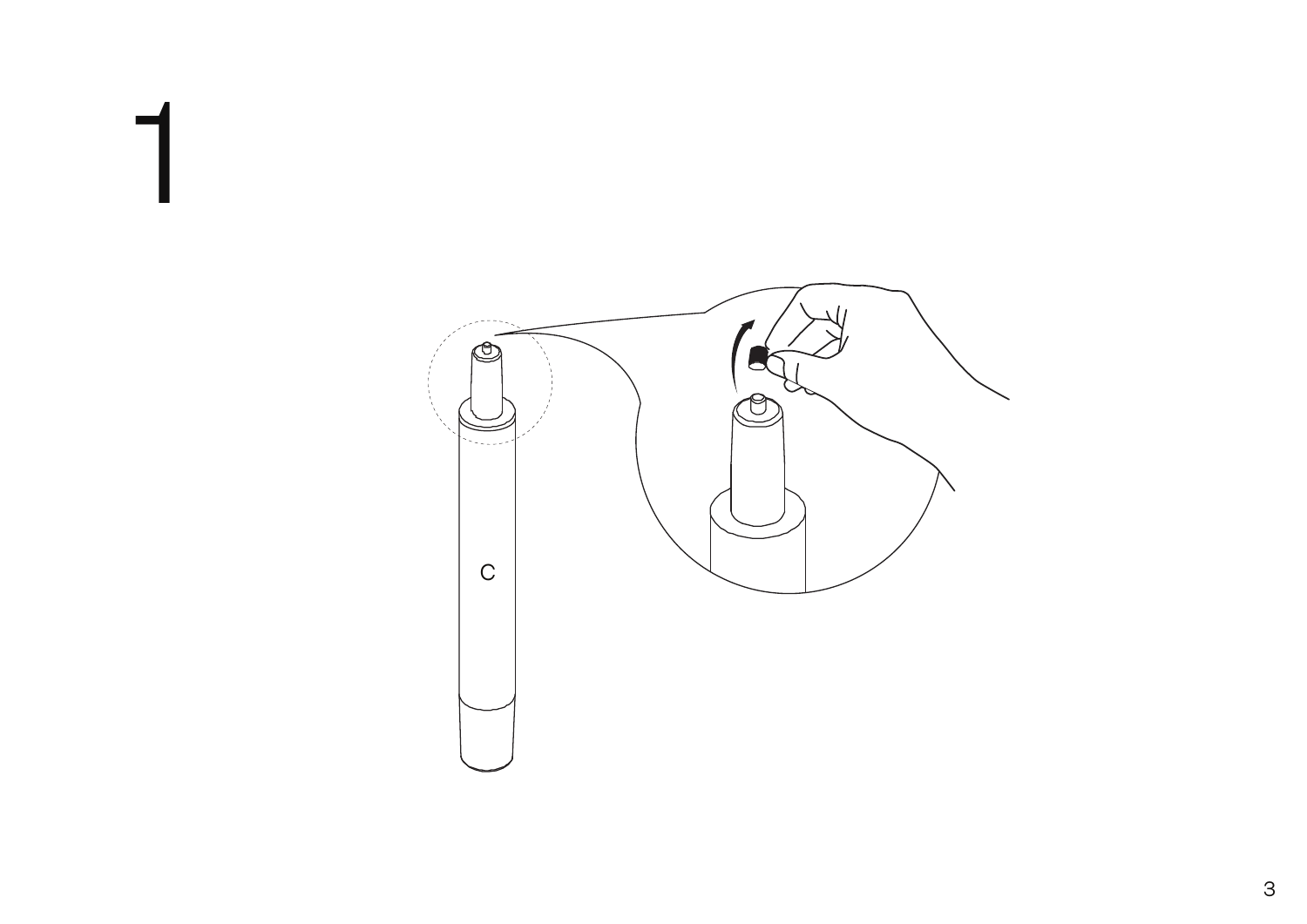# 1

C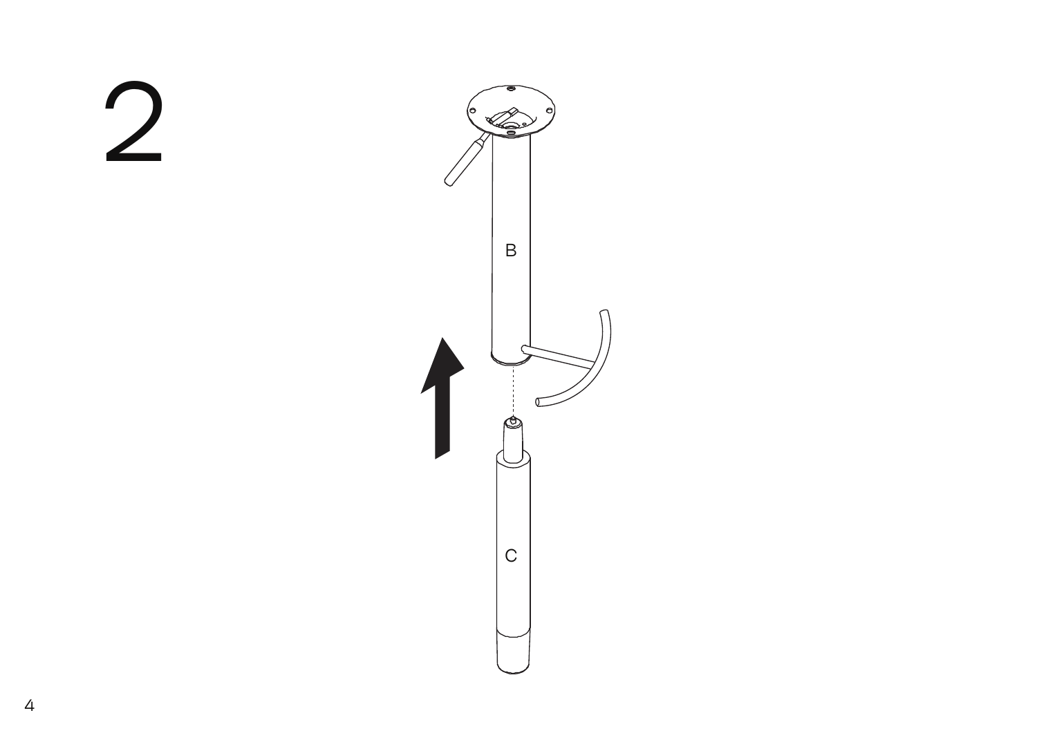# 2

B

C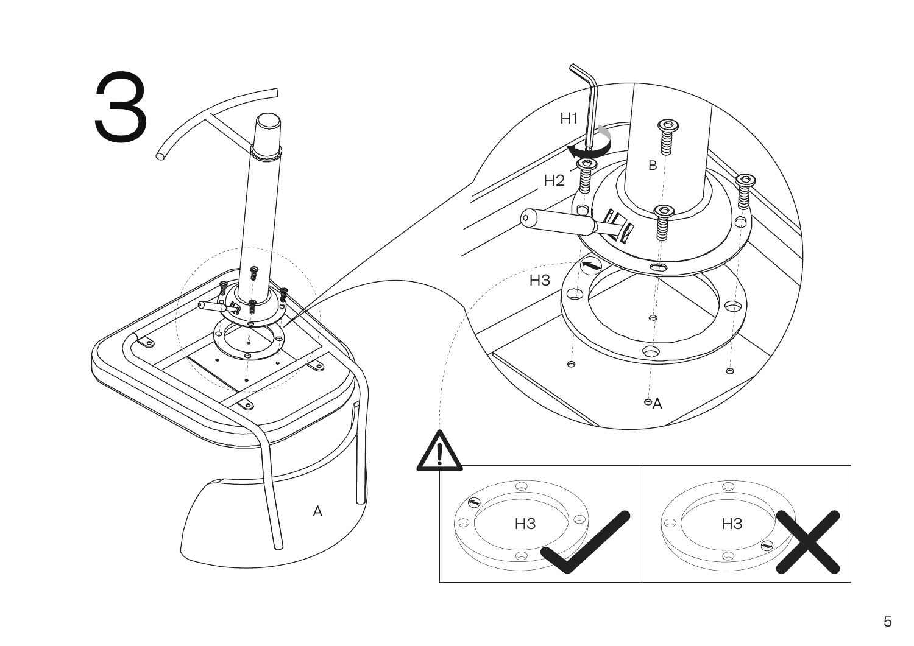# 3

H1

B

H2

H3

A

A

H3

H3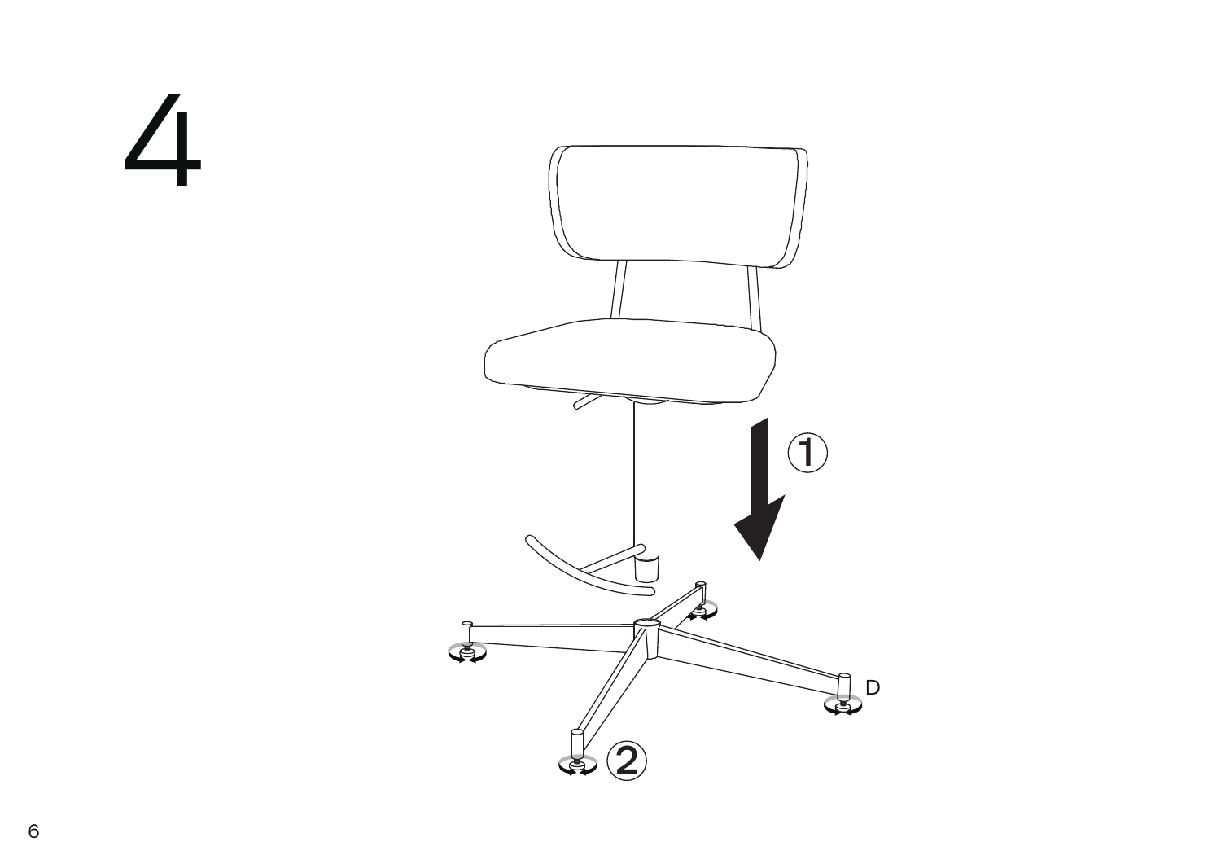# 4

①

D

②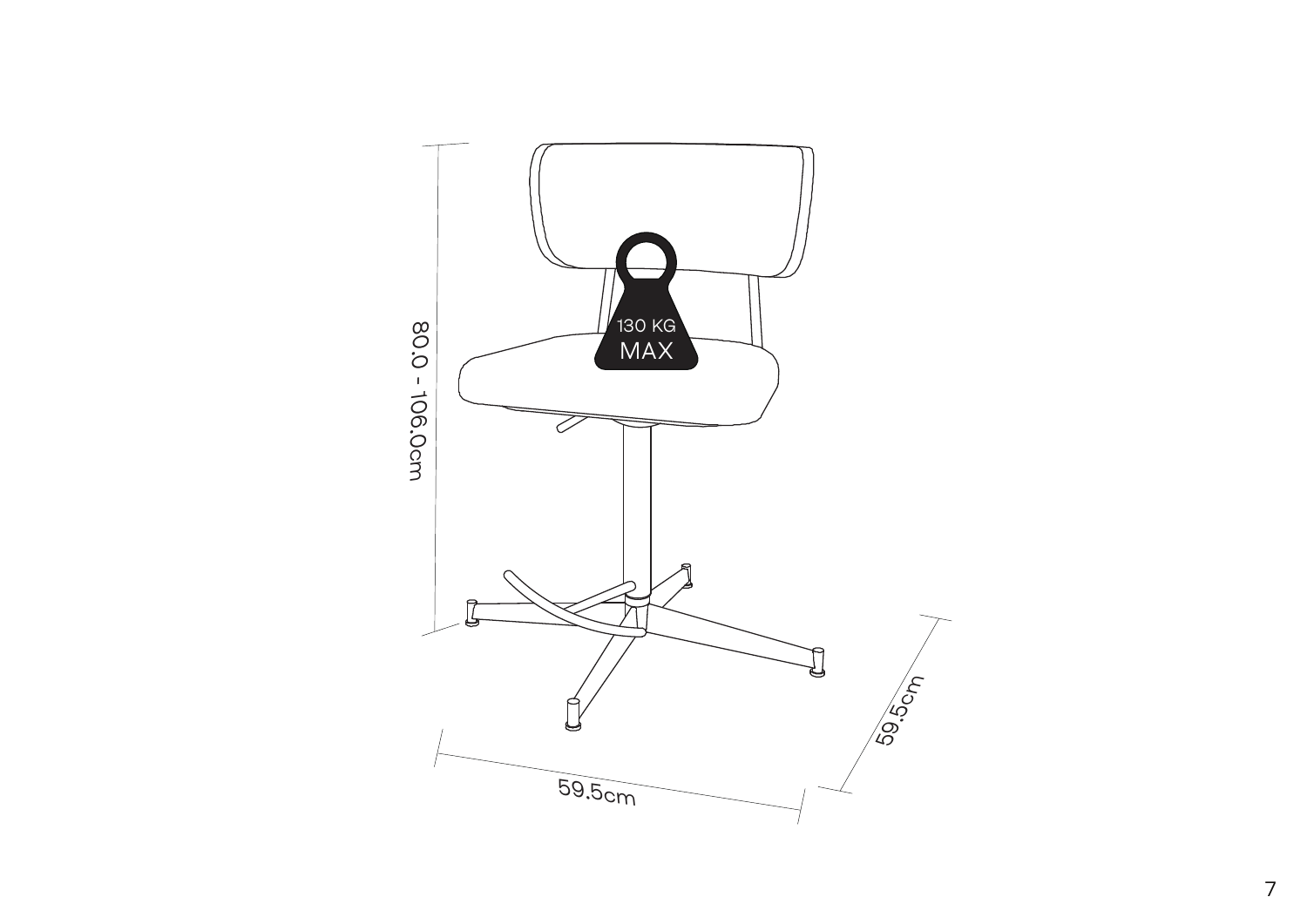80.0 - 106.0cm

130 KG
MAX

59.5cm

59.5cm